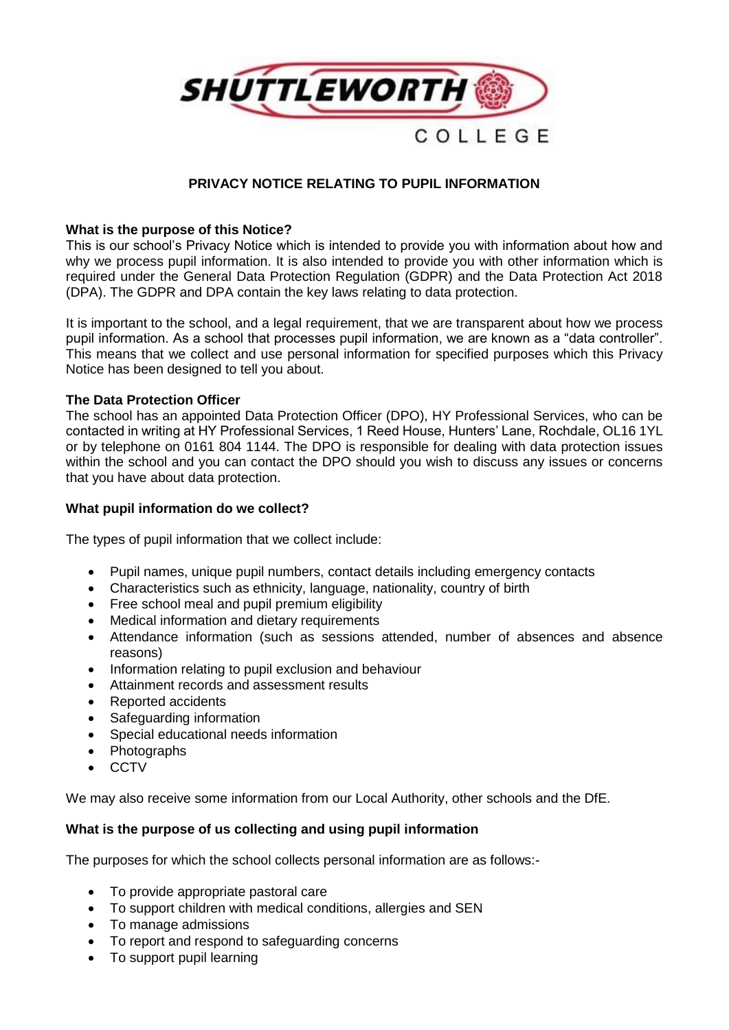SHUTTLEWORTH COLLEGE

# PRIVACY NOTICE RELATING TO PUPIL INFORMATION

**What is the purpose of this Notice?**

This is our school's Privacy Notice which is intended to provide you with information about how and why we process pupil information. It is also intended to provide you with other information which is required under the General Data Protection Regulation (GDPR) and the Data Protection Act 2018 (DPA). The GDPR and DPA contain the key laws relating to data protection.

It is important to the school, and a legal requirement, that we are transparent about how we process pupil information. As a school that processes pupil information, we are known as a "data controller". This means that we collect and use personal information for specified purposes which this Privacy Notice has been designed to tell you about.

**The Data Protection Officer**

The school has an appointed Data Protection Officer (DPO), HY Professional Services, who can be contacted in writing at HY Professional Services, 1 Reed House, Hunters' Lane, Rochdale, OL16 1YL or by telephone on 0161 804 1144. The DPO is responsible for dealing with data protection issues within the school and you can contact the DPO should you wish to discuss any issues or concerns that you have about data protection.

**What pupil information do we collect?**

The types of pupil information that we collect include:

- Pupil names, unique pupil numbers, contact details including emergency contacts
- Characteristics such as ethnicity, language, nationality, country of birth
- Free school meal and pupil premium eligibility
- Medical information and dietary requirements
- Attendance information (such as sessions attended, number of absences and absence reasons)
- Information relating to pupil exclusion and behaviour
- Attainment records and assessment results
- Reported accidents
- Safeguarding information
- Special educational needs information
- Photographs
- CCTV

We may also receive some information from our Local Authority, other schools and the DfE.

**What is the purpose of us collecting and using pupil information**

The purposes for which the school collects personal information are as follows:-

- To provide appropriate pastoral care
- To support children with medical conditions, allergies and SEN
- To manage admissions
- To report and respond to safeguarding concerns
- To support pupil learning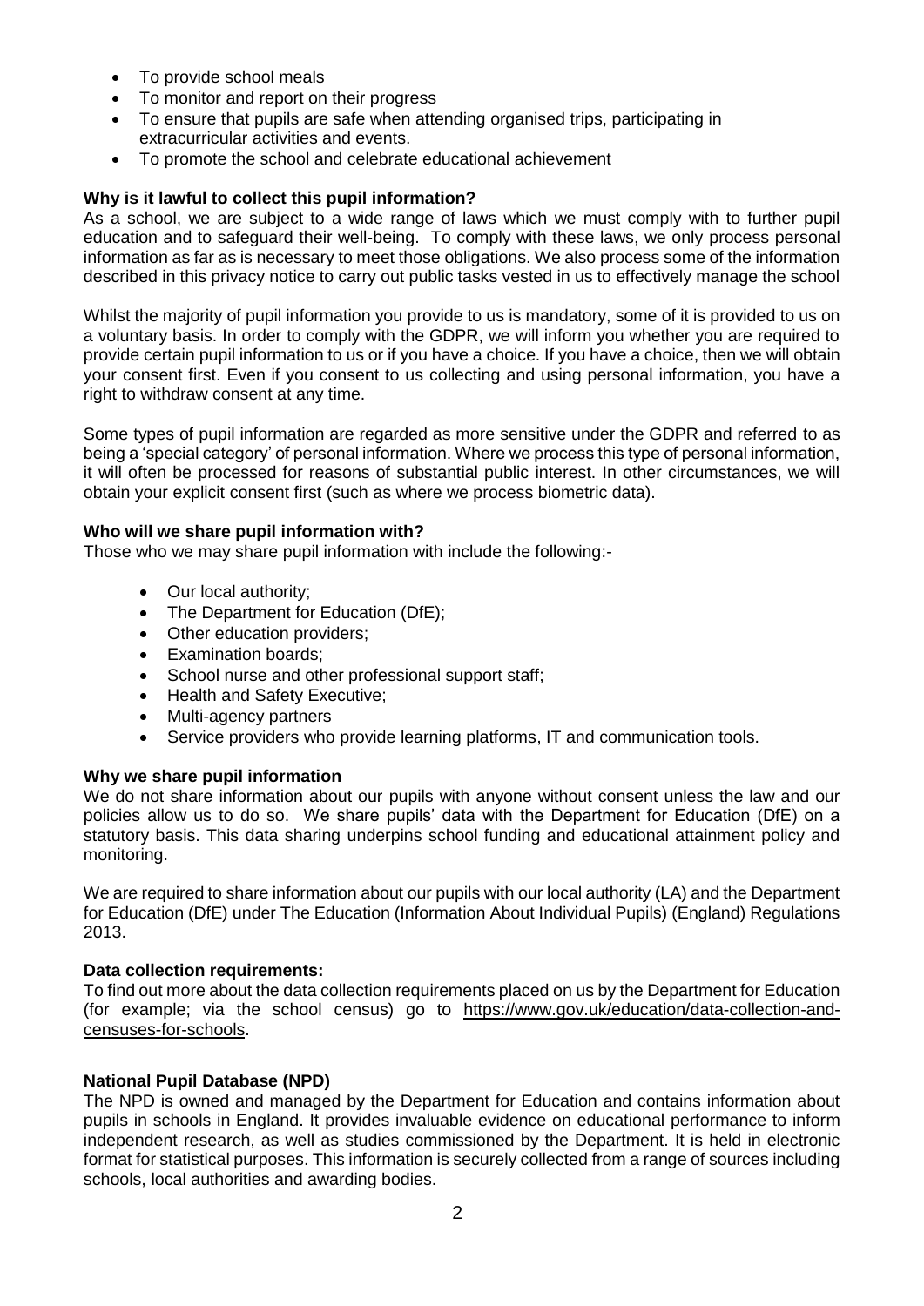- To provide school meals
- To monitor and report on their progress
- To ensure that pupils are safe when attending organised trips, participating in extracurricular activities and events.
- To promote the school and celebrate educational achievement

**Why is it lawful to collect this pupil information?**

As a school, we are subject to a wide range of laws which we must comply with to further pupil education and to safeguard their well-being. To comply with these laws, we only process personal information as far as is necessary to meet those obligations. We also process some of the information described in this privacy notice to carry out public tasks vested in us to effectively manage the school

Whilst the majority of pupil information you provide to us is mandatory, some of it is provided to us on a voluntary basis. In order to comply with the GDPR, we will inform you whether you are required to provide certain pupil information to us or if you have a choice. If you have a choice, then we will obtain your consent first. Even if you consent to us collecting and using personal information, you have a right to withdraw consent at any time.

Some types of pupil information are regarded as more sensitive under the GDPR and referred to as being a 'special category' of personal information. Where we process this type of personal information, it will often be processed for reasons of substantial public interest. In other circumstances, we will obtain your explicit consent first (such as where we process biometric data).

**Who will we share pupil information with?**

Those who we may share pupil information with include the following:-

- Our local authority;
- The Department for Education (DfE);
- Other education providers;
- Examination boards;
- School nurse and other professional support staff;
- Health and Safety Executive;
- Multi-agency partners
- Service providers who provide learning platforms, IT and communication tools.

**Why we share pupil information**

We do not share information about our pupils with anyone without consent unless the law and our policies allow us to do so. We share pupils' data with the Department for Education (DfE) on a statutory basis. This data sharing underpins school funding and educational attainment policy and monitoring.

We are required to share information about our pupils with our local authority (LA) and the Department for Education (DfE) under The Education (Information About Individual Pupils) (England) Regulations 2013.

**Data collection requirements:**

To find out more about the data collection requirements placed on us by the Department for Education (for example; via the school census) go to https://www.gov.uk/education/data-collection-and-censuses-for-schools.

**National Pupil Database (NPD)**

The NPD is owned and managed by the Department for Education and contains information about pupils in schools in England. It provides invaluable evidence on educational performance to inform independent research, as well as studies commissioned by the Department. It is held in electronic format for statistical purposes. This information is securely collected from a range of sources including schools, local authorities and awarding bodies.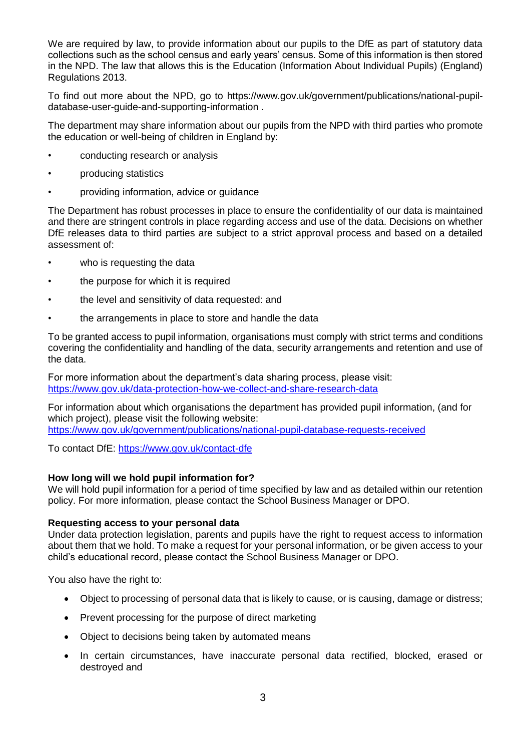We are required by law, to provide information about our pupils to the DfE as part of statutory data collections such as the school census and early years' census. Some of this information is then stored in the NPD. The law that allows this is the Education (Information About Individual Pupils) (England) Regulations 2013.

To find out more about the NPD, go to https://www.gov.uk/government/publications/national-pupil-database-user-guide-and-supporting-information .

The department may share information about our pupils from the NPD with third parties who promote the education or well-being of children in England by:

- conducting research or analysis
- producing statistics
- providing information, advice or guidance

The Department has robust processes in place to ensure the confidentiality of our data is maintained and there are stringent controls in place regarding access and use of the data. Decisions on whether DfE releases data to third parties are subject to a strict approval process and based on a detailed assessment of:

- who is requesting the data
- the purpose for which it is required
- the level and sensitivity of data requested: and
- the arrangements in place to store and handle the data

To be granted access to pupil information, organisations must comply with strict terms and conditions covering the confidentiality and handling of the data, security arrangements and retention and use of the data.

For more information about the department's data sharing process, please visit:
https://www.gov.uk/data-protection-how-we-collect-and-share-research-data

For information about which organisations the department has provided pupil information, (and for which project), please visit the following website:
https://www.gov.uk/government/publications/national-pupil-database-requests-received

To contact DfE: https://www.gov.uk/contact-dfe

**How long will we hold pupil information for?**
We will hold pupil information for a period of time specified by law and as detailed within our retention policy. For more information, please contact the School Business Manager or DPO.

**Requesting access to your personal data**
Under data protection legislation, parents and pupils have the right to request access to information about them that we hold. To make a request for your personal information, or be given access to your child's educational record, please contact the School Business Manager or DPO.

You also have the right to:

- Object to processing of personal data that is likely to cause, or is causing, damage or distress;
- Prevent processing for the purpose of direct marketing
- Object to decisions being taken by automated means
- In certain circumstances, have inaccurate personal data rectified, blocked, erased or destroyed and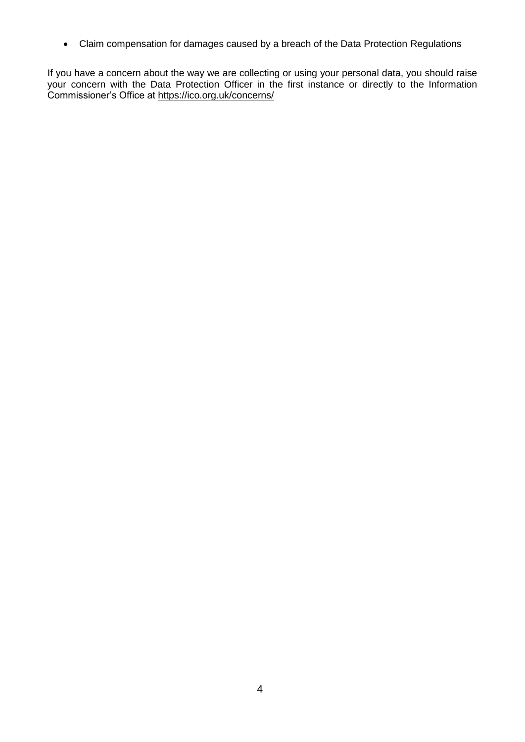- Claim compensation for damages caused by a breach of the Data Protection Regulations

If you have a concern about the way we are collecting or using your personal data, you should raise your concern with the Data Protection Officer in the first instance or directly to the Information Commissioner's Office at https://ico.org.uk/concerns/